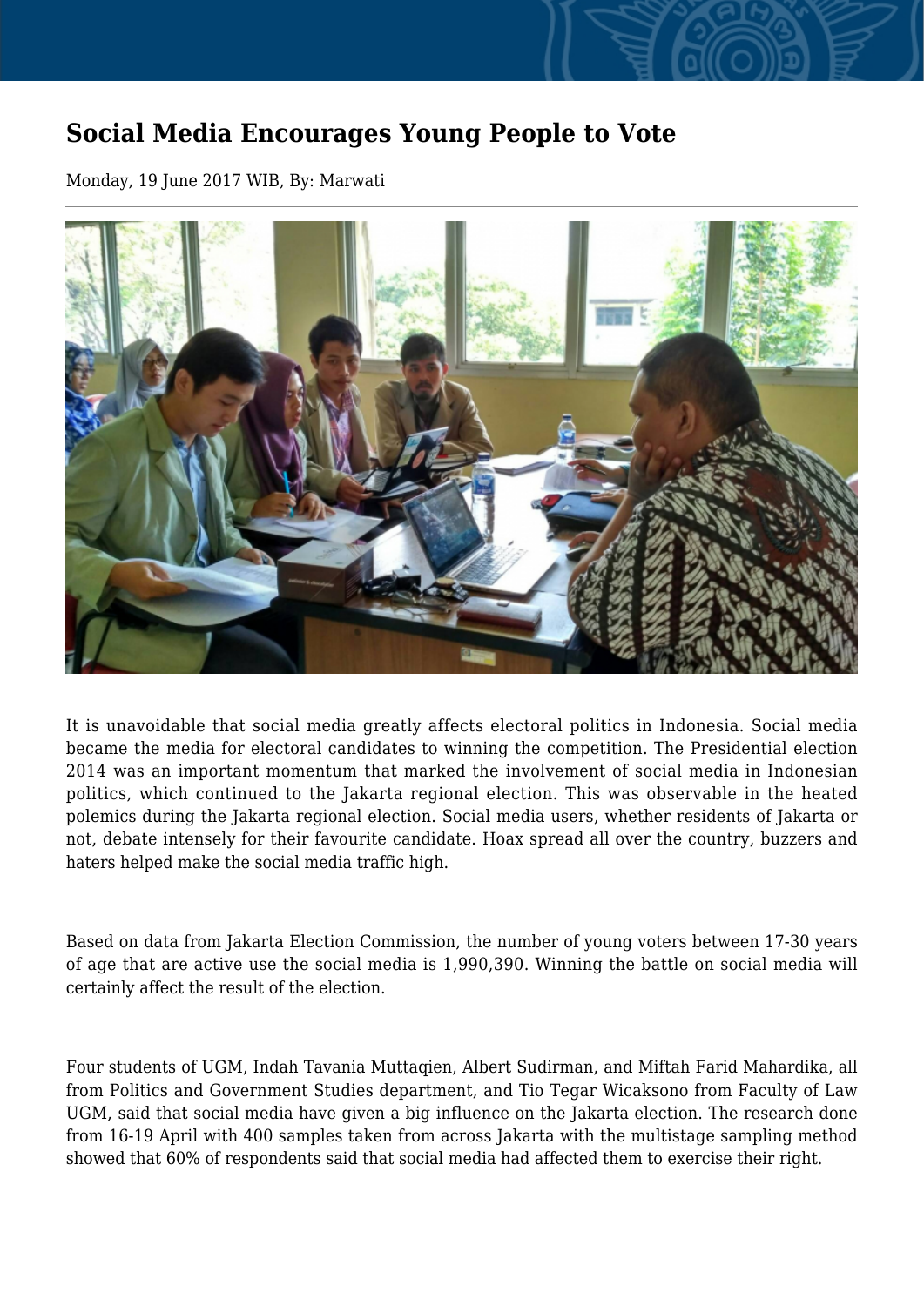# Social Media Encourages Young People to Vote

Monday, 19 June 2017 WIB, By: Marwati

It is unavoidable that social media greatly affects electoral politics in Indonesia. Social media became the media for electoral candidates to winning the competition. The Presidential election 2014 was an important momentum that marked the involvement of social media in Indonesian politics, which continued to the Jakarta regional election. This was observable in the heated polemics during the Jakarta regional election. Social media users, whether residents of Jakarta or not, debate intensely for their favourite candidate. Hoax spread all over the country, buzzers and haters helped make the social media traffic high.

Based on data from Jakarta Election Commission, the number of young voters between 17-30 years of age that are active use the social media is 1,990,390. Winning the battle on social media will certainly affect the result of the election.

Four students of UGM, Indah Tavania Muttaqien, Albert Sudirman, and Miftah Farid Mahardika, all from Politics and Government Studies department, and Tio Tegar Wicaksono from Faculty of Law UGM, said that social media have given a big influence on the Jakarta election. The research done from 16-19 April with 400 samples taken from across Jakarta with the multistage sampling method showed that 60% of respondents said that social media had affected them to exercise their right.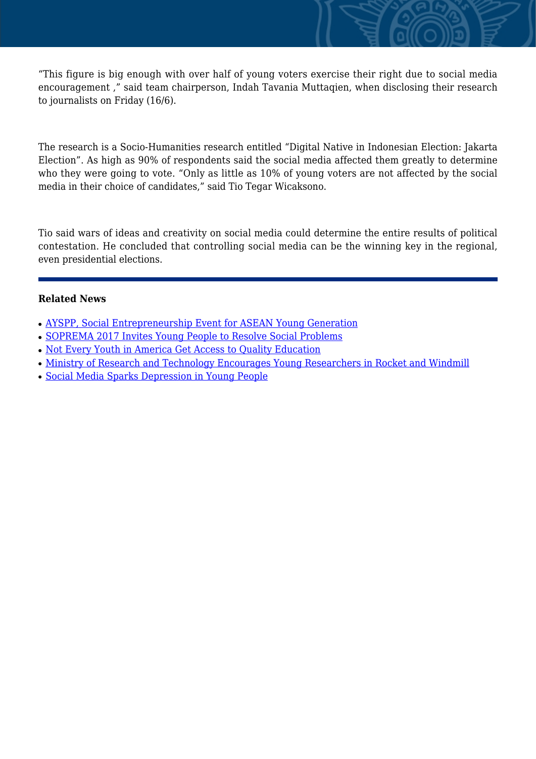"This figure is big enough with over half of young voters exercise their right due to social media encouragement ," said team chairperson, Indah Tavania Muttaqien, when disclosing their research to journalists on Friday (16/6).

The research is a Socio-Humanities research entitled "Digital Native in Indonesian Election: Jakarta Election". As high as 90% of respondents said the social media affected them greatly to determine who they were going to vote. "Only as little as 10% of young voters are not affected by the social media in their choice of candidates," said Tio Tegar Wicaksono.

Tio said wars of ideas and creativity on social media could determine the entire results of political contestation. He concluded that controlling social media can be the winning key in the regional, even presidential elections.

---

**Related News**

- AYSPP, Social Entrepreneurship Event for ASEAN Young Generation
- SOPREMA 2017 Invites Young People to Resolve Social Problems
- Not Every Youth in America Get Access to Quality Education
- Ministry of Research and Technology Encourages Young Researchers in Rocket and Windmill
- Social Media Sparks Depression in Young People